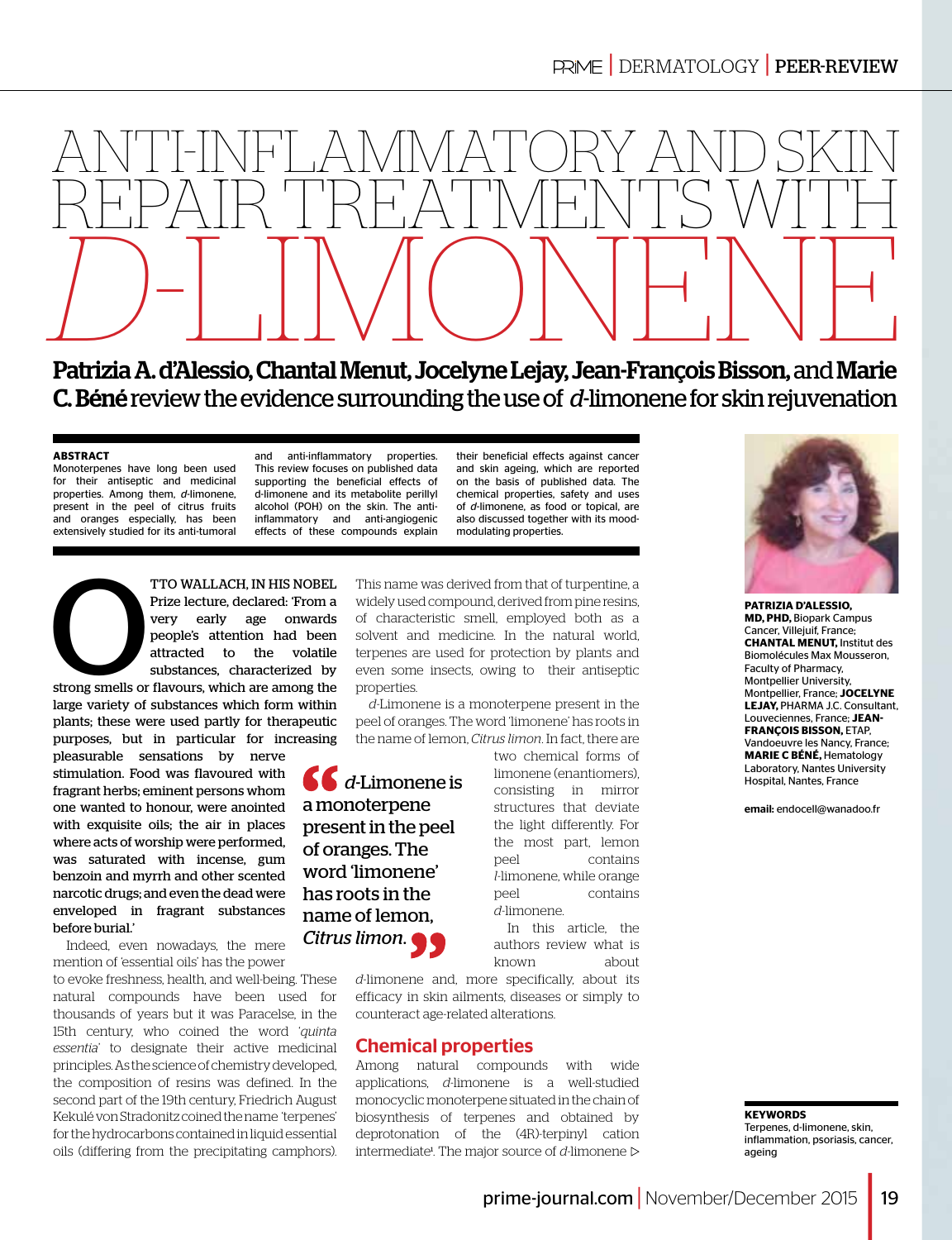# ANTI-INFLAMMATORY AND SKIN REPAIR TREATMENTS WITH *D*-LIMONENE

**Patrizia A. d'Alessio, Chantal Menut, Jocelyne Lejay, Jean-François Bisson,** and **Marie C. Béné** review the evidence surrounding the use of *d*-limonene for skin rejuvenation

**ABSTRACT**

Monoterpenes have long been used for their antiseptic and medicinal properties. Among them, *d*-limonene, present in the peel of citrus fruits and oranges especially, has been extensively studied for its anti-tumoral and anti-inflammatory properties. This review focuses on published data supporting the beneficial effects of d-limonene and its metabolite perillyl alcohol (POH) on the skin. The anti-inflammatory and anti-angiogenic effects of these compounds explain their beneficial effects against cancer and skin ageing, which are reported on the basis of published data. The chemical properties, safety and uses of *d*-limonene, as food or topical, are also discussed together with its mood-modulating properties.

**PATRIZIA D'ALESSIO, MD, PHD,** Biopark Campus Cancer, Villejuif, France; **CHANTAL MENUT,** Institut des Biomolécules Max Mousseron, Faculty of Pharmacy, Montpellier University, Montpellier, France; **JOCELYNE LEJAY,** PHARMA J.C. Consultant, Louveciennes, France; **JEAN-FRANÇOIS BISSON,** ETAP, Vandoeuvre les Nancy, France; **MARIE C BÉNÉ,** Hematology Laboratory, Nantes University Hospital, Nantes, France

**email:** endocell@wanadoo.fr

**KEYWORDS**

Terpenes, d-limonene, skin, inflammation, psoriasis, cancer, ageing

Otto Wallach, in his Nobel Prize lecture, declared: 'From a very early age onwards people's attention had been attracted to the volatile substances, characterized by strong smells or flavours, which are among the large variety of substances which form within plants; these were used partly for therapeutic purposes, but in particular for increasing pleasurable sensations by nerve stimulation. Food was flavoured with fragrant herbs; eminent persons whom one wanted to honour, were anointed with exquisite oils; the air in places where acts of worship were performed, was saturated with incense, gum benzoin and myrrh and other scented narcotic drugs; and even the dead were enveloped in fragrant substances before burial.'

Indeed, even nowadays, the mere mention of 'essential oils' has the power to evoke freshness, health, and well-being. These natural compounds have been used for thousands of years but it was Paracelse, in the 15th century, who coined the word '*quinta essentia*' to designate their active medicinal principles. As the science of chemistry developed, the composition of resins was defined. In the second part of the 19th century, Friedrich August Kekulé von Stradonitz coined the name 'terpenes' for the hydrocarbons contained in liquid essential oils (differing from the precipitating camphors). This name was derived from that of turpentine, a widely used compound, derived from pine resins, of characteristic smell, employed both as a solvent and medicine. In the natural world, terpenes are used for protection by plants and even some insects, owing to their antiseptic properties.

*d*-Limonene is a monoterpene present in the peel of oranges. The word 'limonene' has roots in the name of lemon, *Citrus limon*. In fact, there are two chemical forms of limonene (enantiomers), consisting in mirror structures that deviate the light differently. For the most part, lemon peel contains *l*-limonene, while orange peel contains *d*-limonene.

> "*d*-Limonene is a monoterpene present in the peel of oranges. The word 'limonene' has roots in the name of lemon, *Citrus limon*."

In this article, the authors review what is known about *d*-limonene and, more specifically, about its efficacy in skin ailments, diseases or simply to counteract age-related alterations.

## Chemical properties

Among natural compounds with wide applications, *d*-limonene is a well-studied monocyclic monoterpene situated in the chain of biosynthesis of terpenes and obtained by deprotonation of the (4R)-terpinyl cation intermediate[1]. The major source of *d*-limonene ▷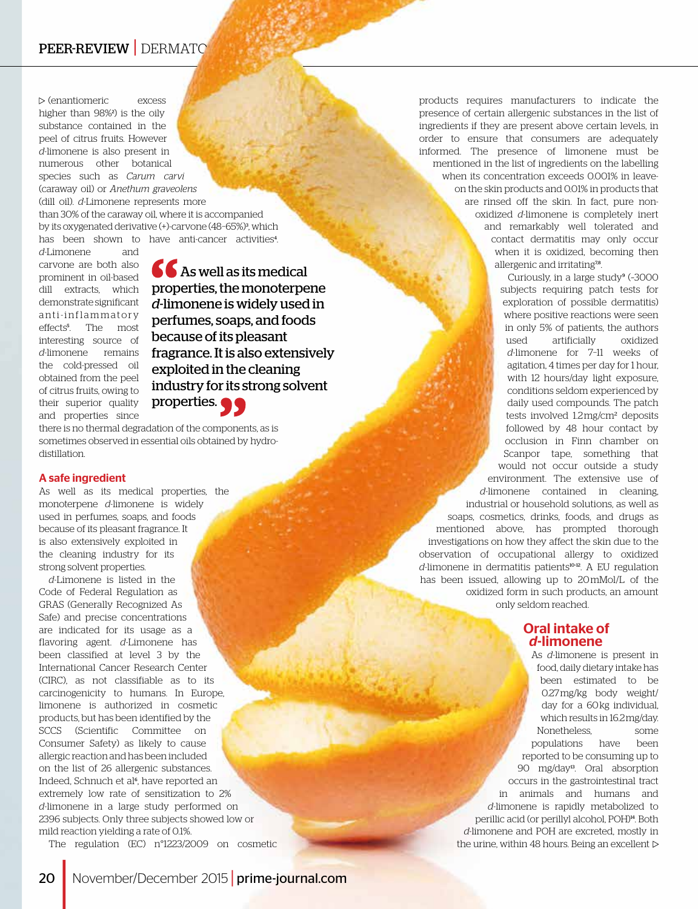▷ (enantiomeric excess higher than 98%[2]) is the oily substance contained in the peel of citrus fruits. However *d*-limonene is also present in numerous other botanical species such as *Carum carvi* (caraway oil) or *Anethum graveolens* (dill oil). *d*-Limonene represents more than 30% of the caraway oil, where it is accompanied by its oxygenated derivative (+)-carvone (48–65%)[3], which has shown to have anti-cancer activities[4]. *d*-Limonene and carvone are both also prominent in oil-based dill extracts, which demonstrate significant anti-inflammatory effects[5]. The most interesting source of *d*-limonene remains the cold-pressed oil obtained from the peel of citrus fruits, owing to their superior quality and properties since there is no thermal degradation of the components, as is sometimes observed in essential oils obtained by hydro-distillation.

> "As well as its medical properties, the monoterpene *d*-limonene is widely used in perfumes, soaps, and foods because of its pleasant fragrance. It is also extensively exploited in the cleaning industry for its strong solvent properties."

## A safe ingredient

As well as its medical properties, the monoterpene *d*-limonene is widely used in perfumes, soaps, and foods because of its pleasant fragrance. It is also extensively exploited in the cleaning industry for its strong solvent properties.

*d*-Limonene is listed in the Code of Federal Regulation as GRAS (Generally Recognized As Safe) and precise concentrations are indicated for its usage as a flavoring agent. *d*-Limonene has been classified at level 3 by the International Cancer Research Center (CIRC), as not classifiable as to its carcinogenicity to humans. In Europe, limonene is authorized in cosmetic products, but has been identified by the SCCS (Scientific Committee on Consumer Safety) as likely to cause allergic reaction and has been included on the list of 26 allergenic substances. Indeed, Schnuch et al[6], have reported an extremely low rate of sensitization to 2% *d*-limonene in a large study performed on 2396 subjects. Only three subjects showed low or mild reaction yielding a rate of 0.1%.

The regulation (EC) n°1223/2009 on cosmetic products requires manufacturers to indicate the presence of certain allergenic substances in the list of ingredients if they are present above certain levels, in order to ensure that consumers are adequately informed. The presence of limonene must be mentioned in the list of ingredients on the labelling when its concentration exceeds 0.001% in leave-on the skin products and 0.01% in products that are rinsed off the skin. In fact, pure non-oxidized *d*-limonene is completely inert and remarkably well tolerated and contact dermatitis may only occur when it is oxidized, becoming then allergenic and irritating[7,8].

Curiously, in a large study[9] (~3000 subjects requiring patch tests for exploration of possible dermatitis) where positive reactions were seen in only 5% of patients, the authors used artificially oxidized *d*-limonene for 7–11 weeks of agitation, 4 times per day for 1 hour, with 12 hours/day light exposure, conditions seldom experienced by daily used compounds. The patch tests involved 1.2 mg/cm² deposits followed by 48 hour contact by occlusion in Finn chamber on Scanpor tape, something that would not occur outside a study environment. The extensive use of *d*-limonene contained in cleaning, industrial or household solutions, as well as soaps, cosmetics, drinks, foods, and drugs as mentioned above, has prompted thorough investigations on how they affect the skin due to the observation of occupational allergy to oxidized *d*-limonene in dermatitis patients[10-12]. A EU regulation has been issued, allowing up to 20 mMol/L of the oxidized form in such products, an amount only seldom reached.

## Oral intake of *d*-limonene

As *d*-limonene is present in food, daily dietary intake has been estimated to be 0.27 mg/kg body weight/day for a 60 kg individual, which results in 16.2 mg/day. Nonetheless, some populations have been reported to be consuming up to 90 mg/day[13]. Oral absorption occurs in the gastrointestinal tract in animals and humans and *d*-limonene is rapidly metabolized to perillic acid (or perillyl alcohol, POH)[14]. Both *d*-limonene and POH are excreted, mostly in the urine, within 48 hours. Being an excellent ▷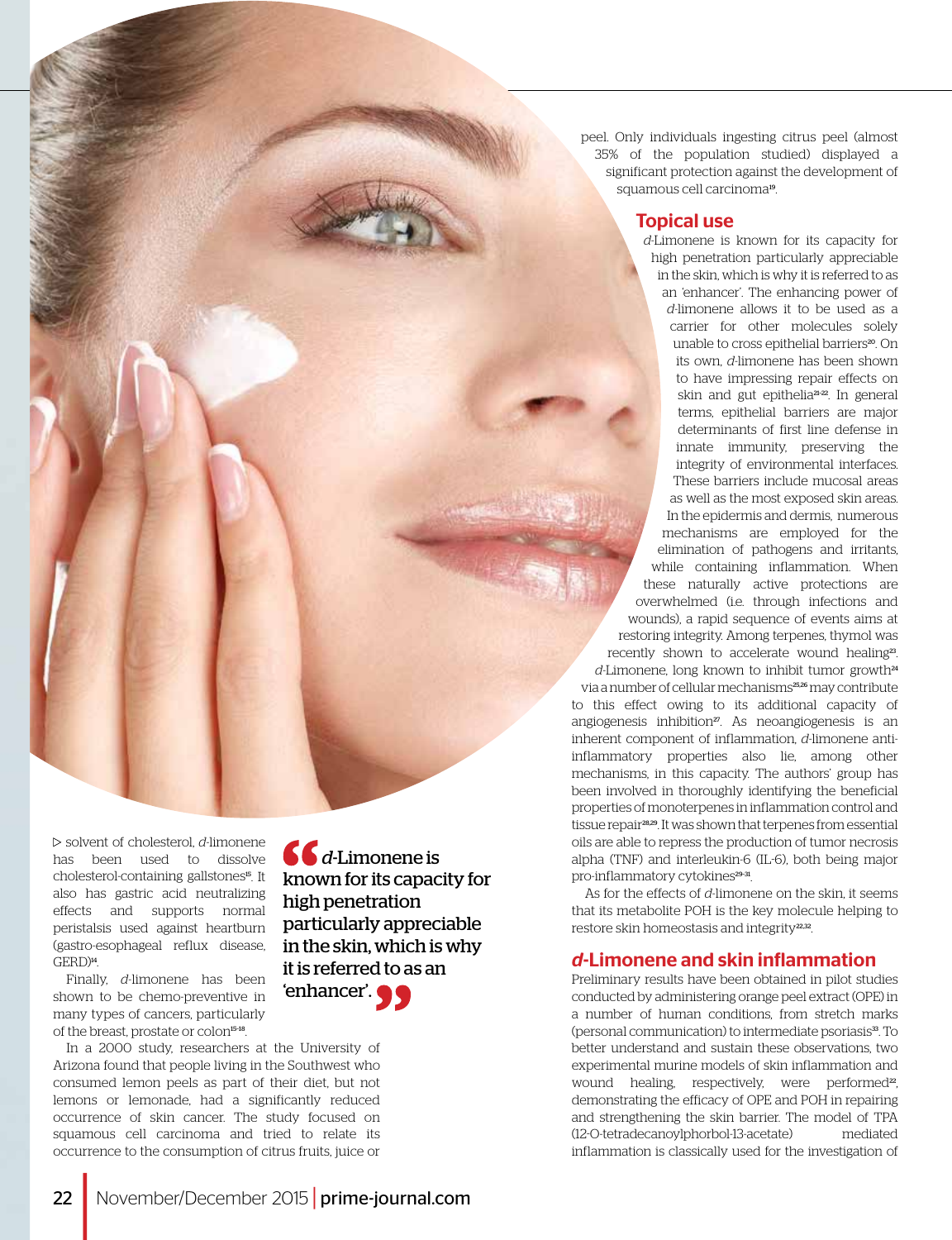▷ solvent of cholesterol, *d*-limonene has been used to dissolve cholesterol-containing gallstones[15]. It also has gastric acid neutralizing effects and supports normal peristalsis used against heartburn (gastro-esophageal reflux disease, GERD)[14].

Finally, *d*-limonene has been shown to be chemo-preventive in many types of cancers, particularly of the breast, prostate or colon[15-18].

> *d*-Limonene is known for its capacity for high penetration particularly appreciable in the skin, which is why it is referred to as an 'enhancer'.

In a 2000 study, researchers at the University of Arizona found that people living in the Southwest who consumed lemon peels as part of their diet, but not lemons or lemonade, had a significantly reduced occurrence of skin cancer. The study focused on squamous cell carcinoma and tried to relate its occurrence to the consumption of citrus fruits, juice or peel. Only individuals ingesting citrus peel (almost 35% of the population studied) displayed a significant protection against the development of squamous cell carcinoma[19].

## Topical use

*d*-Limonene is known for its capacity for high penetration particularly appreciable in the skin, which is why it is referred to as an 'enhancer'. The enhancing power of *d*-limonene allows it to be used as a carrier for other molecules solely unable to cross epithelial barriers[20]. On its own, *d*-limonene has been shown to have impressing repair effects on skin and gut epithelia[21-22]. In general terms, epithelial barriers are major determinants of first line defense in innate immunity, preserving the integrity of environmental interfaces. These barriers include mucosal areas as well as the most exposed skin areas. In the epidermis and dermis, numerous mechanisms are employed for the elimination of pathogens and irritants, while containing inflammation. When these naturally active protections are overwhelmed (i.e. through infections and wounds), a rapid sequence of events aims at restoring integrity. Among terpenes, thymol was recently shown to accelerate wound healing[23]. *d*-Limonene, long known to inhibit tumor growth[24] via a number of cellular mechanisms[25,26] may contribute to this effect owing to its additional capacity of angiogenesis inhibition[27]. As neoangiogenesis is an inherent component of inflammation, *d*-limonene anti-inflammatory properties also lie, among other mechanisms, in this capacity. The authors' group has been involved in thoroughly identifying the beneficial properties of monoterpenes in inflammation control and tissue repair[28,29]. It was shown that terpenes from essential oils are able to repress the production of tumor necrosis alpha (TNF) and interleukin-6 (IL-6), both being major pro-inflammatory cytokines[29-31].

As for the effects of *d*-limonene on the skin, it seems that its metabolite POH is the key molecule helping to restore skin homeostasis and integrity[22,32].

## *d*-Limonene and skin inflammation

Preliminary results have been obtained in pilot studies conducted by administering orange peel extract (OPE) in a number of human conditions, from stretch marks (personal communication) to intermediate psoriasis[33]. To better understand and sustain these observations, two experimental murine models of skin inflammation and wound healing, respectively, were performed[22], demonstrating the efficacy of OPE and POH in repairing and strengthening the skin barrier. The model of TPA (12-O-tetradecanoylphorbol-13-acetate) mediated inflammation is classically used for the investigation of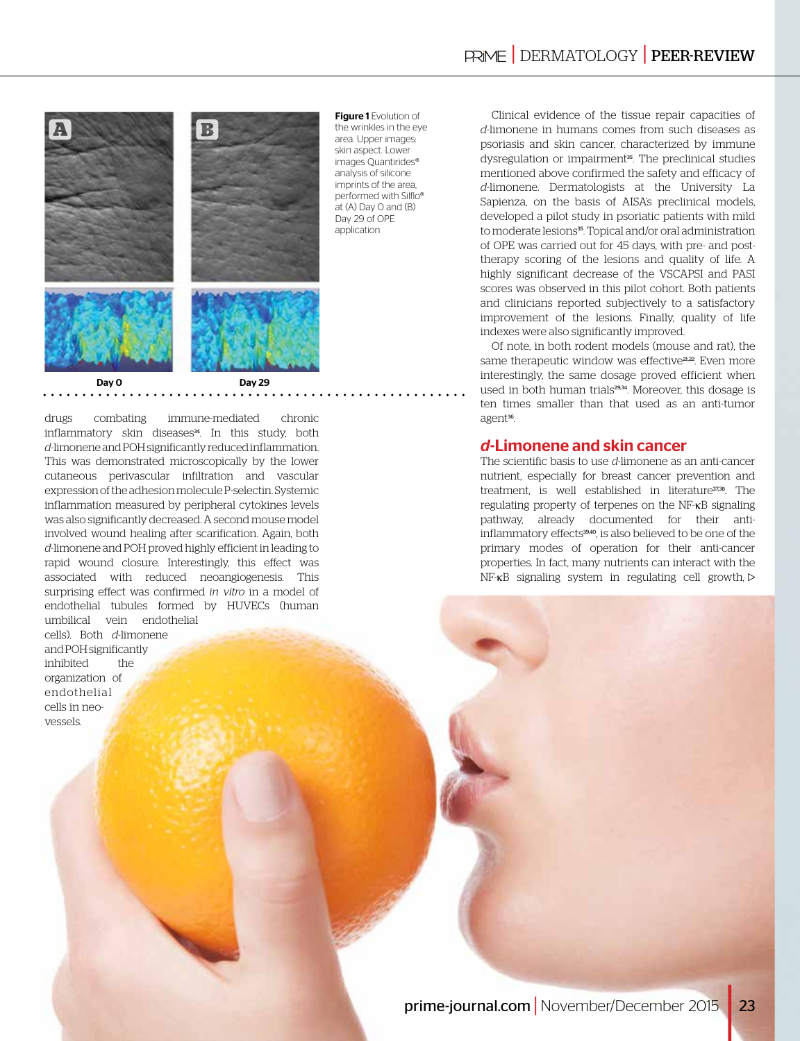**Figure 1** Evolution of the wrinkles in the eye area. Upper images: skin aspect. Lower images Quantirides® analysis of silicone imprints of the area, performed with Silflo® at (A) Day 0 and (B) Day 29 of OPE application

drugs combating immune-mediated chronic inflammatory skin diseases[34]. In this study, both *d*-limonene and POH significantly reduced inflammation. This was demonstrated microscopically by the lower cutaneous perivascular infiltration and vascular expression of the adhesion molecule P-selectin. Systemic inflammation measured by peripheral cytokines levels was also significantly decreased. A second mouse model involved wound healing after scarification. Again, both *d*-limonene and POH proved highly efficient in leading to rapid wound closure. Interestingly, this effect was associated with reduced neoangiogenesis. This surprising effect was confirmed *in vitro* in a model of endothelial tubules formed by HUVECs (human umbilical vein endothelial cells). Both *d*-limonene and POH significantly inhibited the organization of endothelial cells in neo-vessels.

Clinical evidence of the tissue repair capacities of *d*-limonene in humans comes from such diseases as psoriasis and skin cancer, characterized by immune dysregulation or impairment[35]. The preclinical studies mentioned above confirmed the safety and efficacy of *d*-limonene. Dermatologists at the University La Sapienza, on the basis of AISA's preclinical models, developed a pilot study in psoriatic patients with mild to moderate lesions[35]. Topical and/or oral administration of OPE was carried out for 45 days, with pre- and post-therapy scoring of the lesions and quality of life. A highly significant decrease of the VSCAPSI and PASI scores was observed in this pilot cohort. Both patients and clinicians reported subjectively to a satisfactory improvement of the lesions. Finally, quality of life indexes were also significantly improved.

Of note, in both rodent models (mouse and rat), the same therapeutic window was effective[21,22]. Even more interestingly, the same dosage proved efficient when used in both human trials[29,34]. Moreover, this dosage is ten times smaller than that used as an anti-tumor agent[36].

## *d*-Limonene and skin cancer

The scientific basis to use *d*-limonene as an anti-cancer nutrient, especially for breast cancer prevention and treatment, is well established in literature[37,38]. The regulating property of terpenes on the NF-κB signaling pathway, already documented for their anti-inflammatory effects[39,40], is also believed to be one of the primary modes of operation for their anti-cancer properties. In fact, many nutrients can interact with the NF-κB signaling system in regulating cell growth, ▷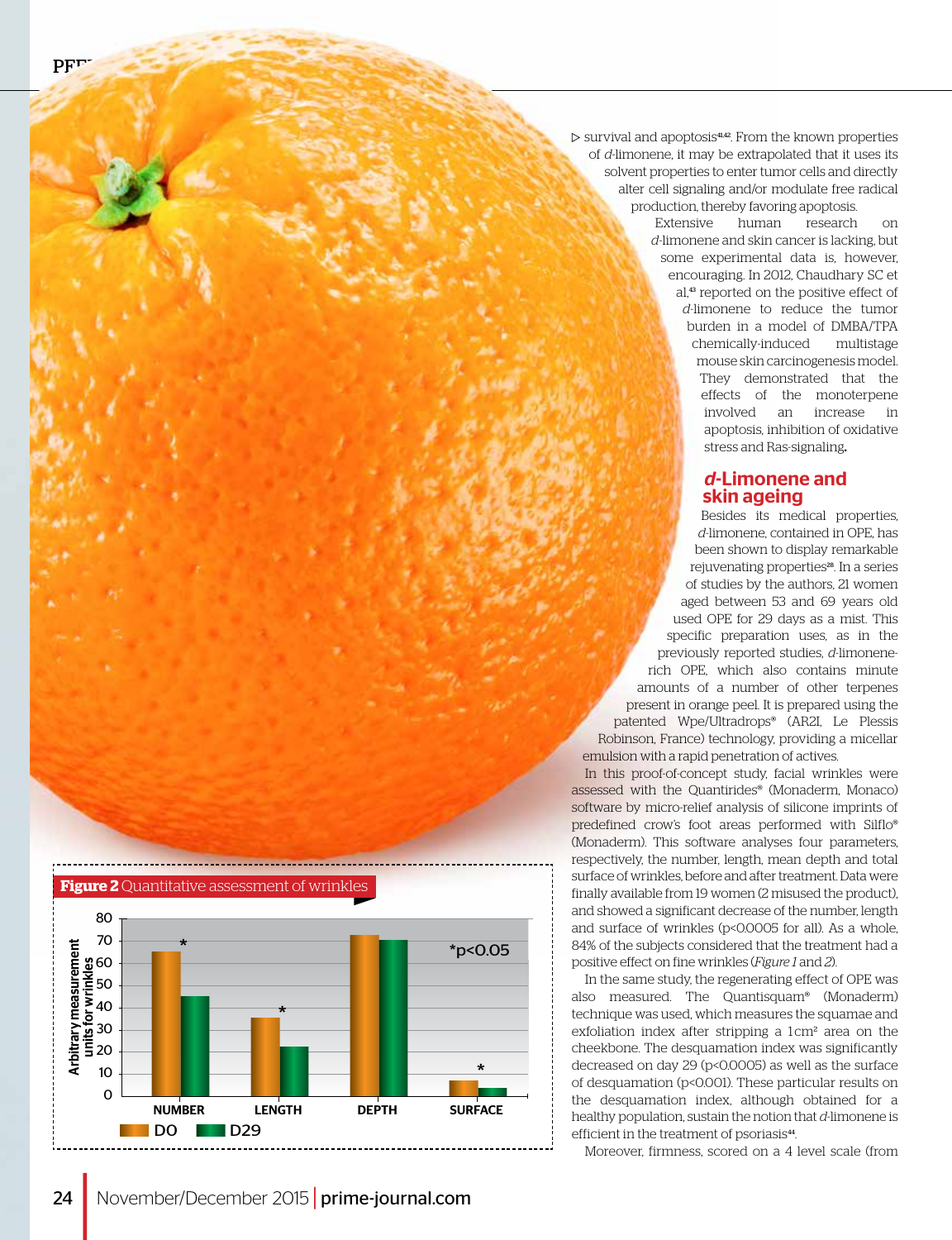survival and apoptosis[41,42]. From the known properties of *d*-limonene, it may be extrapolated that it uses its solvent properties to enter tumor cells and directly alter cell signaling and/or modulate free radical production, thereby favoring apoptosis.

Extensive human research on *d*-limonene and skin cancer is lacking, but some experimental data is, however, encouraging. In 2012, Chaudhary SC et al,[43] reported on the positive effect of *d*-limonene to reduce the tumor burden in a model of DMBA/TPA chemically-induced multistage mouse skin carcinogenesis model. They demonstrated that the effects of the monoterpene involved an increase in apoptosis, inhibition of oxidative stress and Ras-signaling.

## *d*-Limonene and skin ageing

Besides its medical properties, *d*-limonene, contained in OPE, has been shown to display remarkable rejuvenating properties[28]. In a series of studies by the authors, 21 women aged between 53 and 69 years old used OPE for 29 days as a mist. This specific preparation uses, as in the previously reported studies, *d*-limonene-rich OPE, which also contains minute amounts of a number of other terpenes present in orange peel. It is prepared using the patented Wpe/Ultradrops® (AR2I, Le Plessis Robinson, France) technology, providing a micellar emulsion with a rapid penetration of actives.

In this proof-of-concept study, facial wrinkles were assessed with the Quantirides® (Monaderm, Monaco) software by micro-relief analysis of silicone imprints of predefined crow's foot areas performed with Silflo® (Monaderm). This software analyses four parameters, respectively, the number, length, mean depth and total surface of wrinkles, before and after treatment. Data were finally available from 19 women (2 misused the product), and showed a significant decrease of the number, length and surface of wrinkles ($p<0.0005$ for all). As a whole, 84% of the subjects considered that the treatment had a positive effect on fine wrinkles (*Figure 1* and *2*).

In the same study, the regenerating effect of OPE was also measured. The Quantisquam® (Monaderm) technique was used, which measures the squamae and exfoliation index after stripping a 1cm² area on the cheekbone. The desquamation index was significantly decreased on day 29 ($p<0.0005$) as well as the surface of desquamation ($p<0.001$). These particular results on the desquamation index, although obtained for a healthy population, sustain the notion that *d*-limonene is efficient in the treatment of psoriasis[44].

Moreover, firmness, scored on a 4 level scale (from

**Figure 2** Quantitative assessment of wrinkles

| Parameter (arbitrary measurement units for wrinkles) | D0 | D29 |
|---|---|---|
| NUMBER* | ~65 | ~45 |
| LENGTH* | ~35 | ~22 |
| DEPTH | ~72 | ~70 |
| SURFACE* | ~7 | ~3 |

*$p<0.05$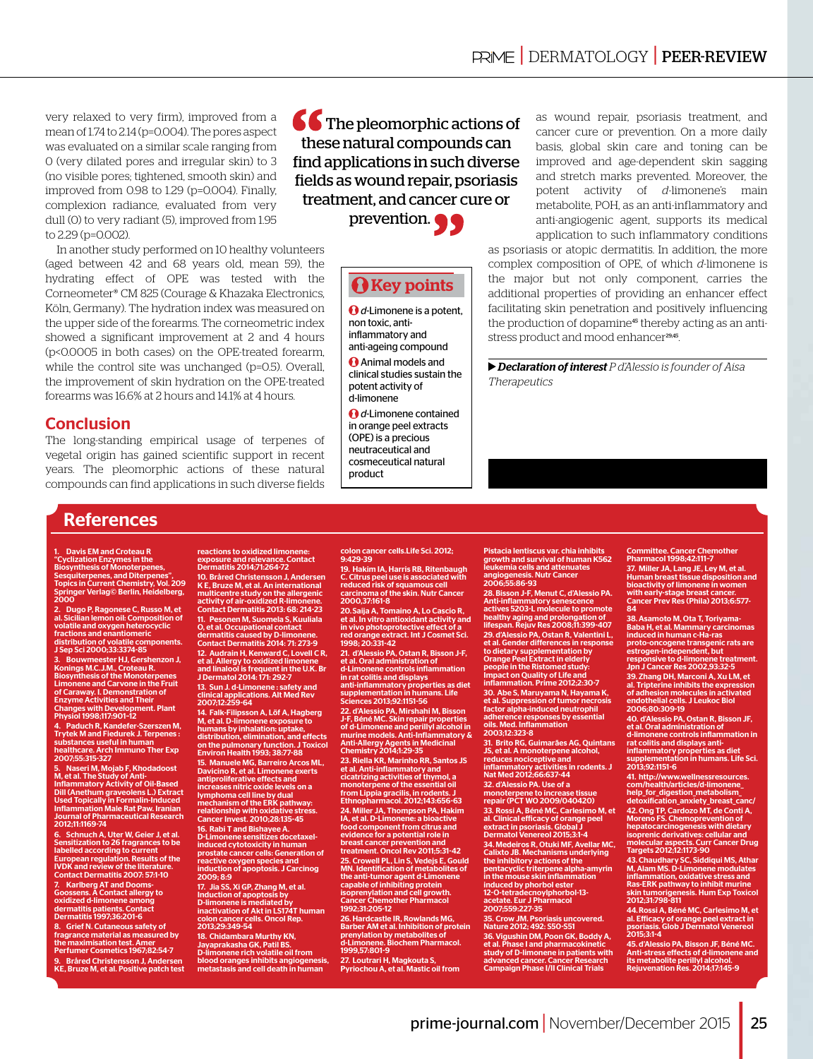very relaxed to very firm), improved from a mean of 1.74 to 2.14 (p=0.004). The pores aspect was evaluated on a similar scale ranging from 0 (very dilated pores and irregular skin) to 3 (no visible pores; tightened, smooth skin) and improved from 0.98 to 1.29 (p=0.004). Finally, complexion radiance, evaluated from very dull (0) to very radiant (5), improved from 1.95 to 2.29 (p=0.002).

In another study performed on 10 healthy volunteers (aged between 42 and 68 years old, mean 59), the hydrating effect of OPE was tested with the Corneometer® CM 825 (Courage & Khazaka Electronics, Köln, Germany). The hydration index was measured on the upper side of the forearms. The corneometric index showed a significant improvement at 2 and 4 hours (p<0.0005 in both cases) on the OPE-treated forearm, while the control site was unchanged (p=0.5). Overall, the improvement of skin hydration on the OPE-treated forearms was 16.6% at 2 hours and 14.1% at 4 hours.

## Conclusion

The long-standing empirical usage of terpenes of vegetal origin has gained scientific support in recent years. The pleomorphic actions of these natural compounds can find applications in such diverse fields as wound repair, psoriasis treatment, and cancer cure or prevention. On a more daily basis, global skin care and toning can be improved and age-dependent skin sagging and stretch marks prevented. Moreover, the potent activity of *d*-limonene's main metabolite, POH, as an anti-inflammatory and anti-angiogenic agent, supports its medical application to such inflammatory conditions as psoriasis or atopic dermatitis. In addition, the more complex composition of OPE, of which *d*-limonene is the major but not only component, carries the additional properties of providing an enhancer effect facilitating skin penetration and positively influencing the production of dopamine[45] thereby acting as an anti-stress product and mood enhancer[29,45].

> The pleomorphic actions of these natural compounds can find applications in such diverse fields as wound repair, psoriasis treatment, and cancer cure or prevention.

### Key points

- *d*-Limonene is a potent, non toxic, anti-inflammatory and anti-ageing compound
- Animal models and clinical studies sustain the potent activity of d-limonene
- *d*-Limonene contained in orange peel extracts (OPE) is a precious neutraceutical and cosmeceutical natural product

▶ ***Declaration of interest*** *P d'Alessio is founder of Aisa Therapeutics*

## References

1. Davis EM and Croteau R "Cyclization Enzymes in the Biosynthesis of Monoterpenes, Sesquiterpenes, and Diterpenes", Topics in Current Chemistry, Vol. 209 Springer Verlag© Berlin, Heidelberg, 2000
2. Dugo P, Ragonese C, Russo M, et al. Sicilian lemon oil: Composition of volatile and oxygen heterocyclic fractions and enantiomeric distribution of volatile components. J Sep Sci 2000;33:3374-85
3. Bouwmeester HJ, Gershenzon J, Konings M.C.J.M., Croteau R. Biosynthesis of the Monoterpenes Limonene and Carvone in the Fruit of Caraway. I. Demonstration of Enzyme Activities and Their Changes with Development. Plant Physiol 1998;117:901-12
4. Paduch R, Kandefer-Szerszen M, Trytek M and Fiedurek J. Terpenes : substances useful in human healthcare. Arch Immuno Ther Exp 2007;55:315-327
5. Naseri M, Mojab F, Khodadoost M, et al. The Study of Anti-Inflammatory Activity of Oil-Based Dill (Anethum graveolens L.) Extract Used Topically in Formalin-Induced Inflammation Male Rat Paw. Iranian Journal of Pharmaceutical Research 2012;11:1169-74
6. Schnuch A, Uter W, Geier J, et al. Sensitization to 26 fragrances to be labelled according to current European regulation. Results of the IVDK and review of the literature. Contact Dermatitis 2007: 57:1-10
7. Karlberg AT and Dooms-Goossens. A Contact allergy to oxidized d-limonene among dermatitis patients. Contact Dermatitis 1997;36:201-6
8. Grief N. Cutaneous safety of fragrance material as measured by the maximisation test. Amer Perfumer Cosmetics 1967;82:54-7
9. Bråred Christensson J, Andersen KE, Bruze M, et al. Positive patch test reactions to oxidized limonene: exposure and relevance. Contact Dermatitis 2014;71:264-72
10. Bråred Christensson J, Andersen K E, Bruze M, et al. An international multicentre study on the allergenic activity of air-oxidized R-limonene. Contact Dermatitis 2013: 68: 214-23
11. Pesonen M, Suomela S, Kuuliala O, et al. Occupational contact dermatitis caused by D-limonene. Contact Dermatitis 2014: 71: 273-9
12. Audrain H, Kenward C, Lovell C R, et al. Allergy to oxidized limonene and linalool is frequent in the U.K. Br J Dermatol 2014: 171: 292-7
13. Sun J. d-Limonene : safety and clinical applications. Alt Med Rev 2007;12:259-64
14. Falk-Filipsson A, Löf A, Hagberg M, et al. D-limonene exposure to humans by inhalation: uptake, distribution, elimination, and effects on the pulmonary function. J Toxicol Environ Health 1993; 38:77-88
15. Manuele MG, Barreiro Arcos ML, Davicino R, et al. Limonene exerts antiproliferative effects and increases nitric oxide levels on a lymphoma cell line by dual mechanism of the ERK pathway: relationship with oxidative stress. Cancer Invest. 2010;28:135-45
16. Rabi T and Bishayee A. D-Limonene sensitizes docetaxel-induced cytotoxicity in human prostate cancer cells: Generation of reactive oxygen species and induction of apoptosis. J Carcinog 2009; 8:9
17. Jia SS, Xi GP, Zhang M, et al. Induction of apoptosis by D-limonene is mediated by inactivation of Akt in LS174T human colon cancer cells. Oncol Rep. 2013;29:349-54
18. Chidambara Murthy KN, Jayaprakasha GK, Patil BS. D-limonene rich volatile oil from blood oranges inhibits angiogenesis, metastasis and cell death in human colon cancer cells.Life Sci. 2012; 9:429-39
19. Hakim IA, Harris RB, Ritenbaugh C. Citrus peel use is associated with reduced risk of squamous cell carcinoma of the skin. Nutr Cancer 2000,37:161-8
20. Saija A, Tomaino A, Lo Cascio R, et al. In vitro antioxidant activity and in vivo photoprotective effect of a red orange extract. Int J Cosmet Sci. 1998; 20:331-42
21. d'Alessio PA, Ostan R, Bisson J-F, et al. Oral administration of d-Limonene controls inflammation in rat colitis and displays anti-inflammatory properties as diet supplementation in humans. Life Sciences 2013;92:1151-56
22. d'Alessio PA, Mirshahi M, Bisson J-F, Béné MC. Skin repair properties of d-Limonene and perillyl alcohol in murine models. Anti-Inflammatory & Anti-Allergy Agents in Medicinal Chemistry 2014;1:29-35
23. Riella KR, Marinho RR, Santos JS et al. Anti-inflammatory and cicatrizing activities of thymol, a monoterpene of the essential oil from Lippia gracilis, in rodents. J Ethnopharmacol. 2012;143:656-63
24. Miller JA, Thompson PA, Hakim IA, et al. D-Limonene: a bioactive food component from citrus and evidence for a potential role in breast cancer prevention and treatment. Oncol Rev 2011;5:31-42
25. Crowell PL, Lin S, Vedejs E, Gould MN. Identification of metabolites of the antitumor agent d-Limonene capable of inhibiting protein isoprenylation and cell growth. Cancer Chemother Pharmacol 1992;31:205-12
26. Hardcastle IR, Rowlands MG, Barber AM et al. Inhibition of protein prenylation by metabolites of d-Limonene. Biochem Pharmacol. 1999,57:801-9
27. Loutrari H, Magkouta S, Pyriochou A, et al. Mastic oil from Pistacia lentiscus var. chia inhibits growth and survival of human K562 leukemia cells and attenuates angiogenesis. Nutr Cancer 2006;55:86-93
28. Bisson J-F, Menut C, d'Alessio PA. Anti-inflammatory senescence actives 5203-L molecule to promote healthy aging and prolongation of lifespan. Rejuv Res 2008;11:399-407
29. d'Alessio PA, Ostan R, Valentini L, et al. Gender differences in response to dietary supplementation by Orange Peel Extract in elderly people in the Ristomed study: Impact on Quality of Life and inflammation. Prime 2012;2:30-7
30. Abe S, Maruyama N, Hayama K, et al. Suppression of tumor necrosis factor alpha-induced neutrophil adherence responses by essential oils. Med. Inflammation 2003;12:323-8
31. Brito RG, Guimarães AG, Quintans JS, et al. A monoterpene alcohol, reduces nociceptive and inflammatory activities in rodents. J Nat Med 2012;66:637-44
32. d'Alessio PA. Use of a monoterpene to increase tissue repair (PCT WO 2009/040420)
33. Rossi A, Béné MC, Carlesimo M, et al. Clinical efficacy of orange peel extract in psoriasis. Global J Dermatol Venereol 2015;3:1-4
34. Medeiros R, Otuki MF, Avellar MC, Calixto JB. Mechanisms underlying the inhibitory actions of the pentacyclic triterpene alpha-amyrin in the mouse skin inflammation induced by phorbol ester 12-O-tetradecnoylphorbol-13-acetate. Eur J Pharmacol 2007;559:227-35
35. Crow JM. Psoriasis uncovered. Nature 2012; 492: S50-S51
36. Vigushin DM, Poon GK, Boddy A, et al. Phase I and pharmacokinetic study of D-limonene in patients with advanced cancer. Cancer Research Campaign Phase I/II Clinical Trials Committee. Cancer Chemother Pharmacol 1998;42:111-7
37. Miller JA, Lang JE, Ley M, et al. Human breast tissue disposition and bioactivity of limonene in women with early-stage breast cancer. Cancer Prev Res (Phila) 2013;6:577-84
38. Asamoto M, Ota T, Toriyama-Baba H, et al. Mammary carcinomas induced in human c-Ha-ras proto-oncogene transgenic rats are estrogen-independent, but responsive to d-limonene treatment. Jpn J Cancer Res 2002,93:32-5
39. Zhang DH, Marconi A, Xu LM, et al. Tripterine inhibits the expression of adhesion molecules in activated endothelial cells. J Leukoc Biol 2006;80:309-19
40. d'Alessio PA, Ostan R, Bisson JF, et al. Oral administration of d-Limonene controls inflammation in rat colitis and displays anti-inflammatory properties as diet supplementation in humans. Life Sci. 2013;92:1151-6
41. http://www.wellnessresources.com/health/articles/d-limonene_help_for_digestion_metabolism_detoxification_anxiety_breast_canc/
42. Ong TP, Cardozo MT, de Conti A, Moreno FS. Chemoprevention of hepatocarcinogenesis with dietary isoprenic derivatives: cellular and molecular aspects. Curr Cancer Drug Targets 2012;12:1173-90
43. Chaudhary SC, Siddiqui MS, Athar M, Alam MS. D-Limonene modulates inflammation, oxidative stress and Ras-ERK pathway to inhibit murine skin tumorigenesis. Hum Exp Toxicol 2012;31:798-811
44. Rossi A, Béné MC, Carlesimo M, et al. Efficacy of orange peel extract in psoriasis. Glob J Dermatol Venereol 2015;3:1-4
45. d'Alessio PA, Bisson JF, Béné MC. Anti-stress effects of d-limonene and its metabolite perillyl alcohol. Rejuvenation Res. 2014;17:145-9